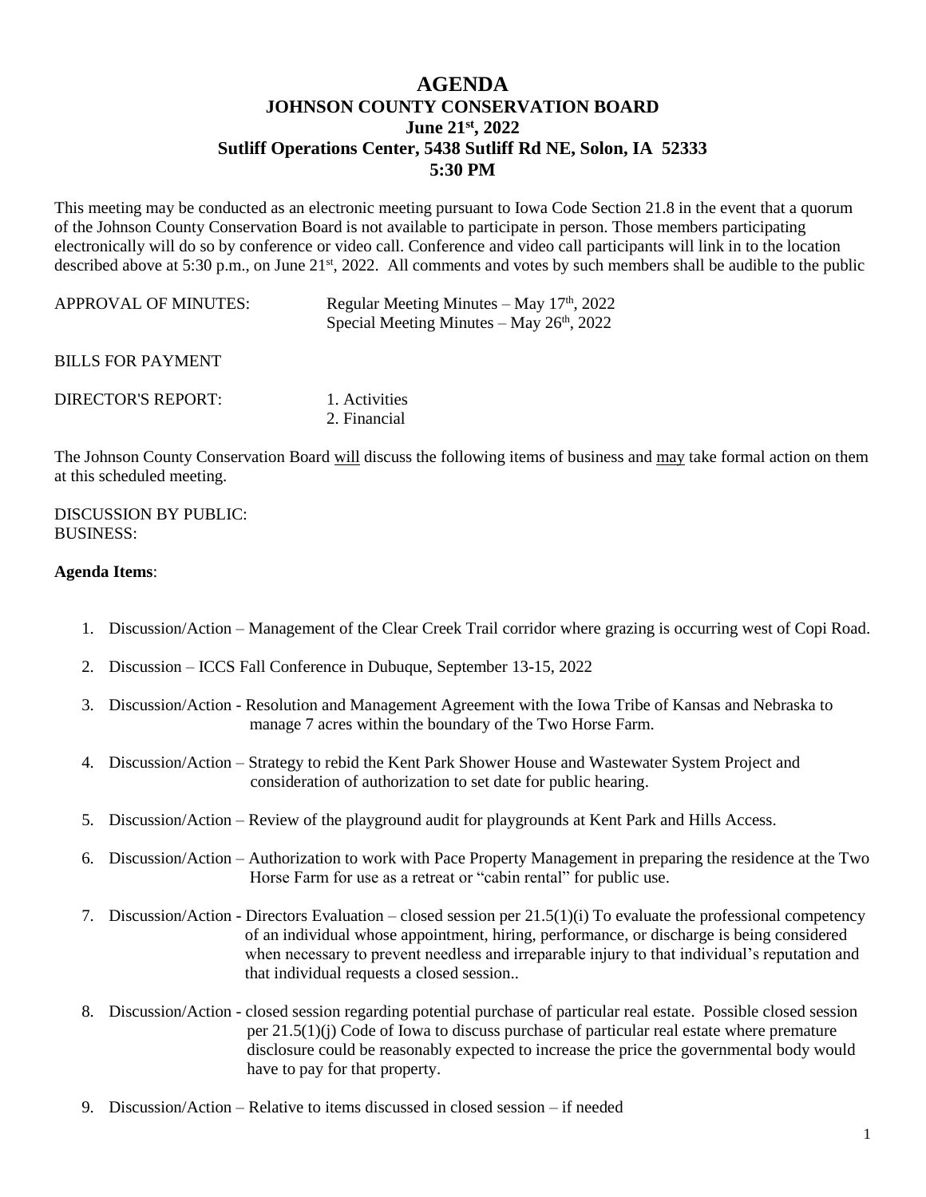# AGENDA
## JOHNSON COUNTY CONSERVATION BOARD
## June 21st, 2022
## Sutliff Operations Center, 5438 Sutliff Rd NE, Solon, IA 52333
## 5:30 PM

This meeting may be conducted as an electronic meeting pursuant to Iowa Code Section 21.8 in the event that a quorum of the Johnson County Conservation Board is not available to participate in person. Those members participating electronically will do so by conference or video call. Conference and video call participants will link in to the location described above at 5:30 p.m., on June 21st, 2022. All comments and votes by such members shall be audible to the public

APPROVAL OF MINUTES: Regular Meeting Minutes – May 17th, 2022
Special Meeting Minutes – May 26th, 2022

BILLS FOR PAYMENT

DIRECTOR'S REPORT:
1. Activities
2. Financial

The Johnson County Conservation Board will discuss the following items of business and may take formal action on them at this scheduled meeting.

DISCUSSION BY PUBLIC:
BUSINESS:

**Agenda Items**:

1. Discussion/Action – Management of the Clear Creek Trail corridor where grazing is occurring west of Copi Road.

2. Discussion – ICCS Fall Conference in Dubuque, September 13-15, 2022

3. Discussion/Action - Resolution and Management Agreement with the Iowa Tribe of Kansas and Nebraska to manage 7 acres within the boundary of the Two Horse Farm.

4. Discussion/Action – Strategy to rebid the Kent Park Shower House and Wastewater System Project and consideration of authorization to set date for public hearing.

5. Discussion/Action – Review of the playground audit for playgrounds at Kent Park and Hills Access.

6. Discussion/Action – Authorization to work with Pace Property Management in preparing the residence at the Two Horse Farm for use as a retreat or "cabin rental" for public use.

7. Discussion/Action - Directors Evaluation – closed session per 21.5(1)(i) To evaluate the professional competency of an individual whose appointment, hiring, performance, or discharge is being considered when necessary to prevent needless and irreparable injury to that individual's reputation and that individual requests a closed session..

8. Discussion/Action - closed session regarding potential purchase of particular real estate. Possible closed session per 21.5(1)(j) Code of Iowa to discuss purchase of particular real estate where premature disclosure could be reasonably expected to increase the price the governmental body would have to pay for that property.

9. Discussion/Action – Relative to items discussed in closed session – if needed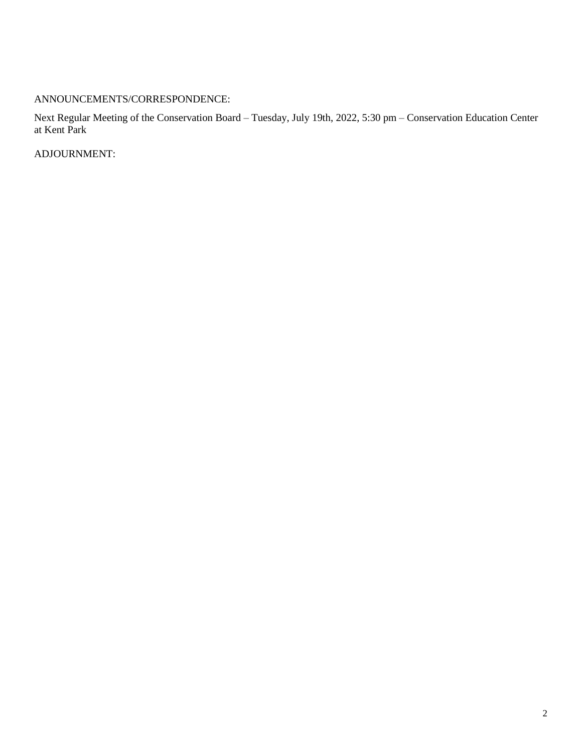ANNOUNCEMENTS/CORRESPONDENCE:

Next Regular Meeting of the Conservation Board – Tuesday, July 19th, 2022, 5:30 pm – Conservation Education Center at Kent Park

ADJOURNMENT: